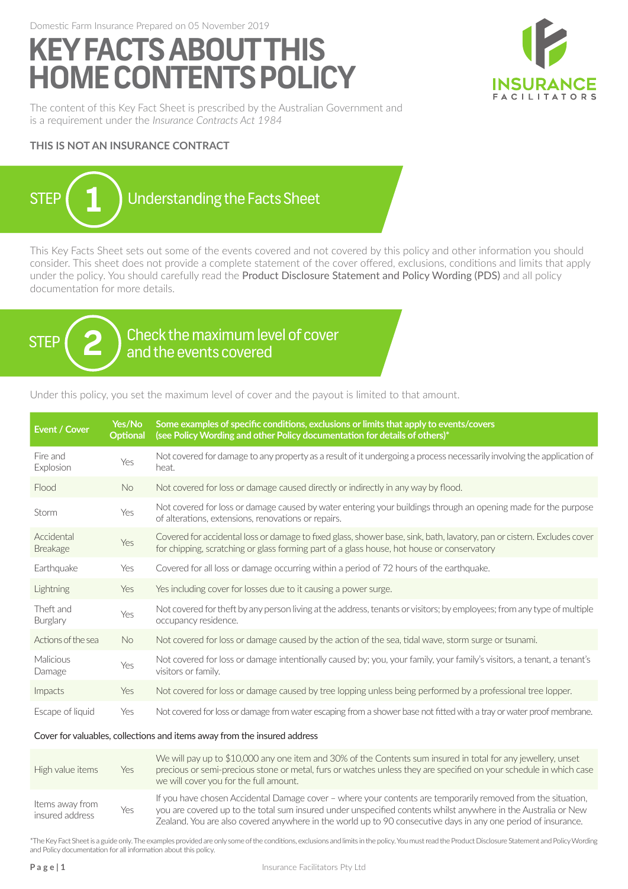Domestic Farm Insurance Prepared on 05 November 2019

# KEY FACTS ABOUT THIS HOME CONTENTS POLICY

INSURANCE FACILITATORS

The content of this Key Fact Sheet is prescribed by the Australian Government and is a requirement under the *Insurance Contracts Act 1984*

**THIS IS NOT AN INSURANCE CONTRACT**

## STEP 1 Understanding the Facts Sheet

This Key Facts Sheet sets out some of the events covered and not covered by this policy and other information you should consider. This sheet does not provide a complete statement of the cover offered, exclusions, conditions and limits that apply under the policy. You should carefully read the Product Disclosure Statement and Policy Wording (PDS) and all policy documentation for more details.

## STEP 2 Check the maximum level of cover and the events covered

Under this policy, you set the maximum level of cover and the payout is limited to that amount.

| Event / Cover | Yes/No Optional | Some examples of specific conditions, exclusions or limits that apply to events/covers (see Policy Wording and other Policy documentation for details of others)* |
|---|---|---|
| Fire and Explosion | Yes | Not covered for damage to any property as a result of it undergoing a process necessarily involving the application of heat. |
| Flood | No | Not covered for loss or damage caused directly or indirectly in any way by flood. |
| Storm | Yes | Not covered for loss or damage caused by water entering your buildings through an opening made for the purpose of alterations, extensions, renovations or repairs. |
| Accidental Breakage | Yes | Covered for accidental loss or damage to fixed glass, shower base, sink, bath, lavatory, pan or cistern. Excludes cover for chipping, scratching or glass forming part of a glass house, hot house or conservatory |
| Earthquake | Yes | Covered for all loss or damage occurring within a period of 72 hours of the earthquake. |
| Lightning | Yes | Yes including cover for losses due to it causing a power surge. |
| Theft and Burglary | Yes | Not covered for theft by any person living at the address, tenants or visitors; by employees; from any type of multiple occupancy residence. |
| Actions of the sea | No | Not covered for loss or damage caused by the action of the sea, tidal wave, storm surge or tsunami. |
| Malicious Damage | Yes | Not covered for loss or damage intentionally caused by; you, your family, your family's visitors, a tenant, a tenant's visitors or family. |
| Impacts | Yes | Not covered for loss or damage caused by tree lopping unless being performed by a professional tree lopper. |
| Escape of liquid | Yes | Not covered for loss or damage from water escaping from a shower base not fitted with a tray or water proof membrane. |

Cover for valuables, collections and items away from the insured address

| | | |
|---|---|---|
| High value items | Yes | We will pay up to $10,000 any one item and 30% of the Contents sum insured in total for any jewellery, unset precious or semi-precious stone or metal, furs or watches unless they are specified on your schedule in which case we will cover you for the full amount. |
| Items away from insured address | Yes | If you have chosen Accidental Damage cover – where your contents are temporarily removed from the situation, you are covered up to the total sum insured under unspecified contents whilst anywhere in the Australia or New Zealand. You are also covered anywhere in the world up to 90 consecutive days in any one period of insurance. |

*The Key Fact Sheet is a guide only. The examples provided are only some of the conditions, exclusions and limits in the policy. You must read the Product Disclosure Statement and Policy Wording and Policy documentation for all information about this policy.

Insurance Facilitators Pty Ltd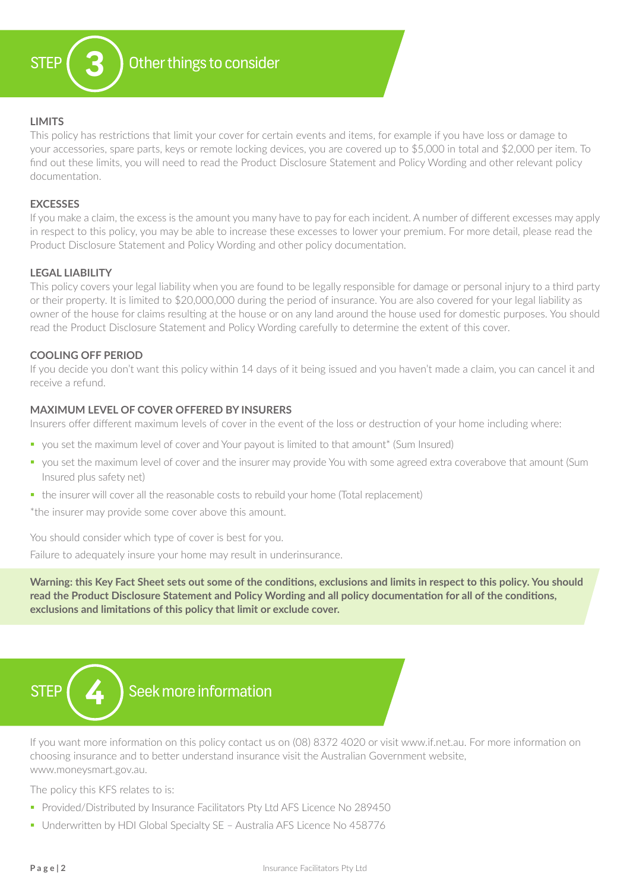## STEP 3 Other things to consider

### LIMITS

This policy has restrictions that limit your cover for certain events and items, for example if you have loss or damage to your accessories, spare parts, keys or remote locking devices, you are covered up to $5,000 in total and $2,000 per item. To find out these limits, you will need to read the Product Disclosure Statement and Policy Wording and other relevant policy documentation.

### EXCESSES

If you make a claim, the excess is the amount you many have to pay for each incident. A number of different excesses may apply in respect to this policy, you may be able to increase these excesses to lower your premium. For more detail, please read the Product Disclosure Statement and Policy Wording and other policy documentation.

### LEGAL LIABILITY

This policy covers your legal liability when you are found to be legally responsible for damage or personal injury to a third party or their property. It is limited to $20,000,000 during the period of insurance. You are also covered for your legal liability as owner of the house for claims resulting at the house or on any land around the house used for domestic purposes. You should read the Product Disclosure Statement and Policy Wording carefully to determine the extent of this cover.

### COOLING OFF PERIOD

If you decide you don't want this policy within 14 days of it being issued and you haven't made a claim, you can cancel it and receive a refund.

### MAXIMUM LEVEL OF COVER OFFERED BY INSURERS

Insurers offer different maximum levels of cover in the event of the loss or destruction of your home including where:

- you set the maximum level of cover and Your payout is limited to that amount* (Sum Insured)
- you set the maximum level of cover and the insurer may provide You with some agreed extra coverabove that amount (Sum Insured plus safety net)
- the insurer will cover all the reasonable costs to rebuild your home (Total replacement)

*the insurer may provide some cover above this amount.

You should consider which type of cover is best for you.

Failure to adequately insure your home may result in underinsurance.

**Warning: this Key Fact Sheet sets out some of the conditions, exclusions and limits in respect to this policy. You should read the Product Disclosure Statement and Policy Wording and all policy documentation for all of the conditions, exclusions and limitations of this policy that limit or exclude cover.**

## STEP 4 Seek more information

If you want more information on this policy contact us on (08) 8372 4020 or visit www.if.net.au. For more information on choosing insurance and to better understand insurance visit the Australian Government website, www.moneysmart.gov.au.

The policy this KFS relates to is:

- Provided/Distributed by Insurance Facilitators Pty Ltd AFS Licence No 289450
- Underwritten by HDI Global Specialty SE – Australia AFS Licence No 458776